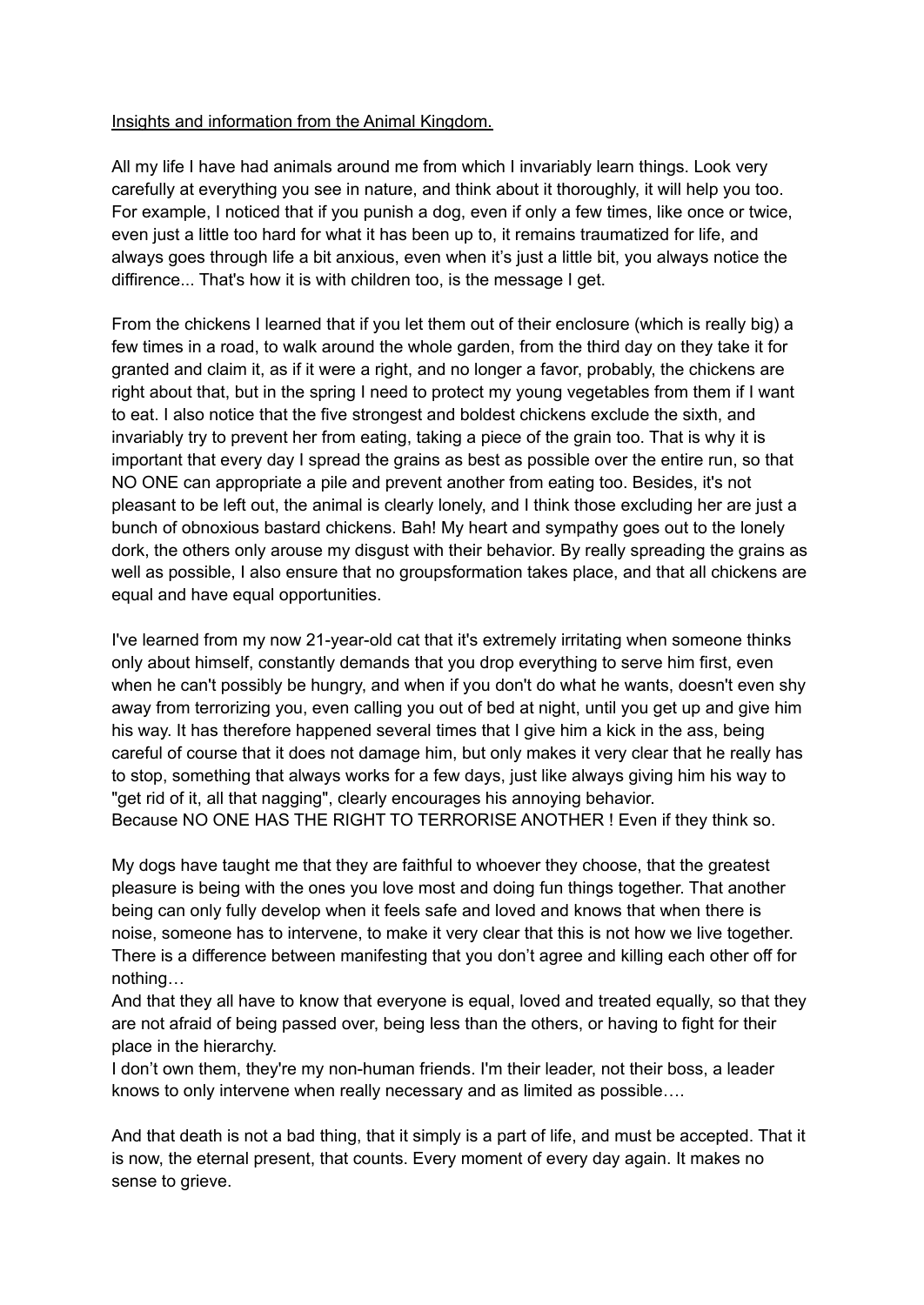<u>Insights and information from the Animal Kingdom.</u>

All my life I have had animals around me from which I invariably learn things. Look very carefully at everything you see in nature, and think about it thoroughly, it will help you too. For example, I noticed that if you punish a dog, even if only a few times, like once or twice, even just a little too hard for what it has been up to, it remains traumatized for life, and always goes through life a bit anxious, even when it's just a little bit, you always notice the diffirence... That's how it is with children too, is the message I get.

From the chickens I learned that if you let them out of their enclosure (which is really big) a few times in a road, to walk around the whole garden, from the third day on they take it for granted and claim it, as if it were a right, and no longer a favor, probably, the chickens are right about that, but in the spring I need to protect my young vegetables from them if I want to eat. I also notice that the five strongest and boldest chickens exclude the sixth, and invariably try to prevent her from eating, taking a piece of the grain too. That is why it is important that every day I spread the grains as best as possible over the entire run, so that NO ONE can appropriate a pile and prevent another from eating too. Besides, it's not pleasant to be left out, the animal is clearly lonely, and I think those excluding her are just a bunch of obnoxious bastard chickens. Bah! My heart and sympathy goes out to the lonely dork, the others only arouse my disgust with their behavior. By really spreading the grains as well as possible, I also ensure that no groupsformation takes place, and that all chickens are equal and have equal opportunities.

I've learned from my now 21-year-old cat that it's extremely irritating when someone thinks only about himself, constantly demands that you drop everything to serve him first, even when he can't possibly be hungry, and when if you don't do what he wants, doesn't even shy away from terrorizing you, even calling you out of bed at night, until you get up and give him his way. It has therefore happened several times that I give him a kick in the ass, being careful of course that it does not damage him, but only makes it very clear that he really has to stop, something that always works for a few days, just like always giving him his way to "get rid of it, all that nagging", clearly encourages his annoying behavior.
Because NO ONE HAS THE RIGHT TO TERRORISE ANOTHER ! Even if they think so.

My dogs have taught me that they are faithful to whoever they choose, that the greatest pleasure is being with the ones you love most and doing fun things together. That another being can only fully develop when it feels safe and loved and knows that when there is noise, someone has to intervene, to make it very clear that this is not how we live together. There is a difference between manifesting that you don't agree and killing each other off for nothing…
And that they all have to know that everyone is equal, loved and treated equally, so that they are not afraid of being passed over, being less than the others, or having to fight for their place in the hierarchy.
I don't own them, they're my non-human friends. I'm their leader, not their boss, a leader knows to only intervene when really necessary and as limited as possible….

And that death is not a bad thing, that it simply is a part of life, and must be accepted. That it is now, the eternal present, that counts. Every moment of every day again. It makes no sense to grieve.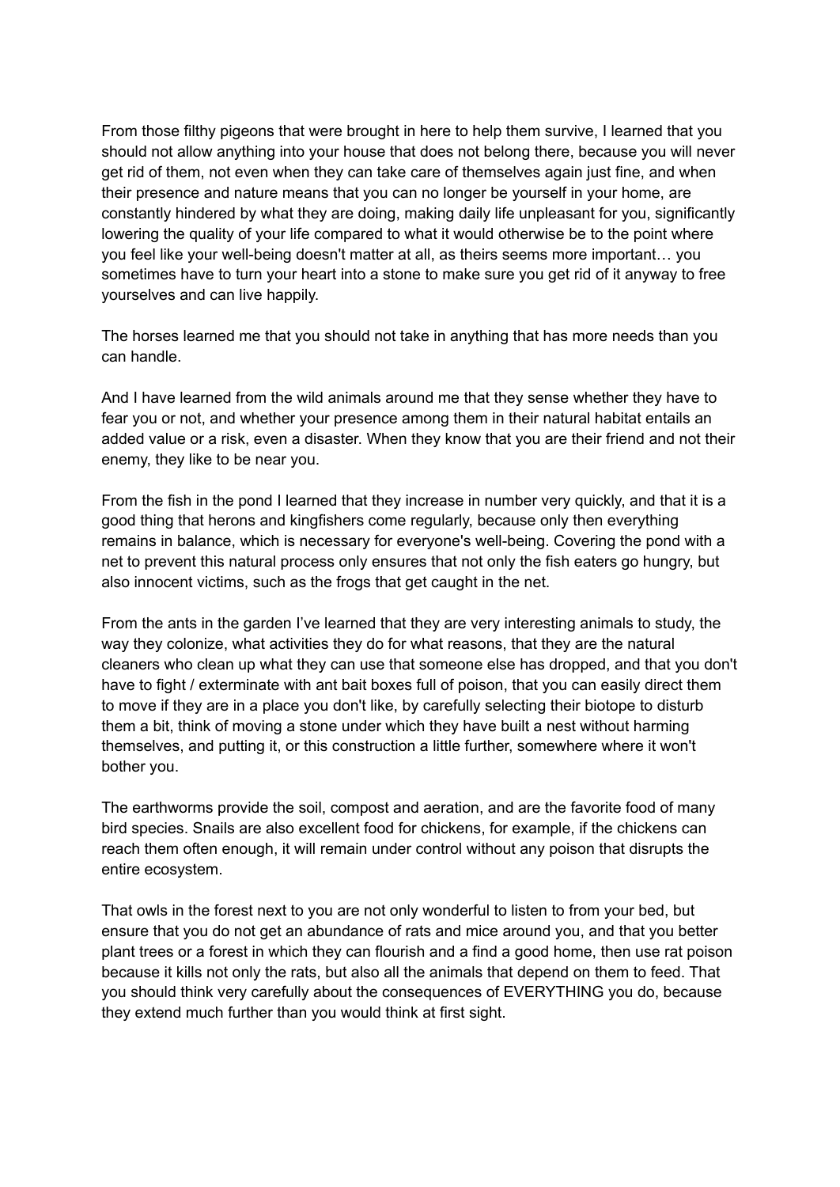From those filthy pigeons that were brought in here to help them survive, I learned that you should not allow anything into your house that does not belong there, because you will never get rid of them, not even when they can take care of themselves again just fine, and when their presence and nature means that you can no longer be yourself in your home, are constantly hindered by what they are doing, making daily life unpleasant for you, significantly lowering the quality of your life compared to what it would otherwise be to the point where you feel like your well-being doesn't matter at all, as theirs seems more important… you sometimes have to turn your heart into a stone to make sure you get rid of it anyway to free yourselves and can live happily.

The horses learned me that you should not take in anything that has more needs than you can handle.

And I have learned from the wild animals around me that they sense whether they have to fear you or not, and whether your presence among them in their natural habitat entails an added value or a risk, even a disaster. When they know that you are their friend and not their enemy, they like to be near you.

From the fish in the pond I learned that they increase in number very quickly, and that it is a good thing that herons and kingfishers come regularly, because only then everything remains in balance, which is necessary for everyone's well-being. Covering the pond with a net to prevent this natural process only ensures that not only the fish eaters go hungry, but also innocent victims, such as the frogs that get caught in the net.

From the ants in the garden I've learned that they are very interesting animals to study, the way they colonize, what activities they do for what reasons, that they are the natural cleaners who clean up what they can use that someone else has dropped, and that you don't have to fight / exterminate with ant bait boxes full of poison, that you can easily direct them to move if they are in a place you don't like, by carefully selecting their biotope to disturb them a bit, think of moving a stone under which they have built a nest without harming themselves, and putting it, or this construction a little further, somewhere where it won't bother you.

The earthworms provide the soil, compost and aeration, and are the favorite food of many bird species. Snails are also excellent food for chickens, for example, if the chickens can reach them often enough, it will remain under control without any poison that disrupts the entire ecosystem.

That owls in the forest next to you are not only wonderful to listen to from your bed, but ensure that you do not get an abundance of rats and mice around you, and that you better plant trees or a forest in which they can flourish and a find a good home, then use rat poison because it kills not only the rats, but also all the animals that depend on them to feed. That you should think very carefully about the consequences of EVERYTHING you do, because they extend much further than you would think at first sight.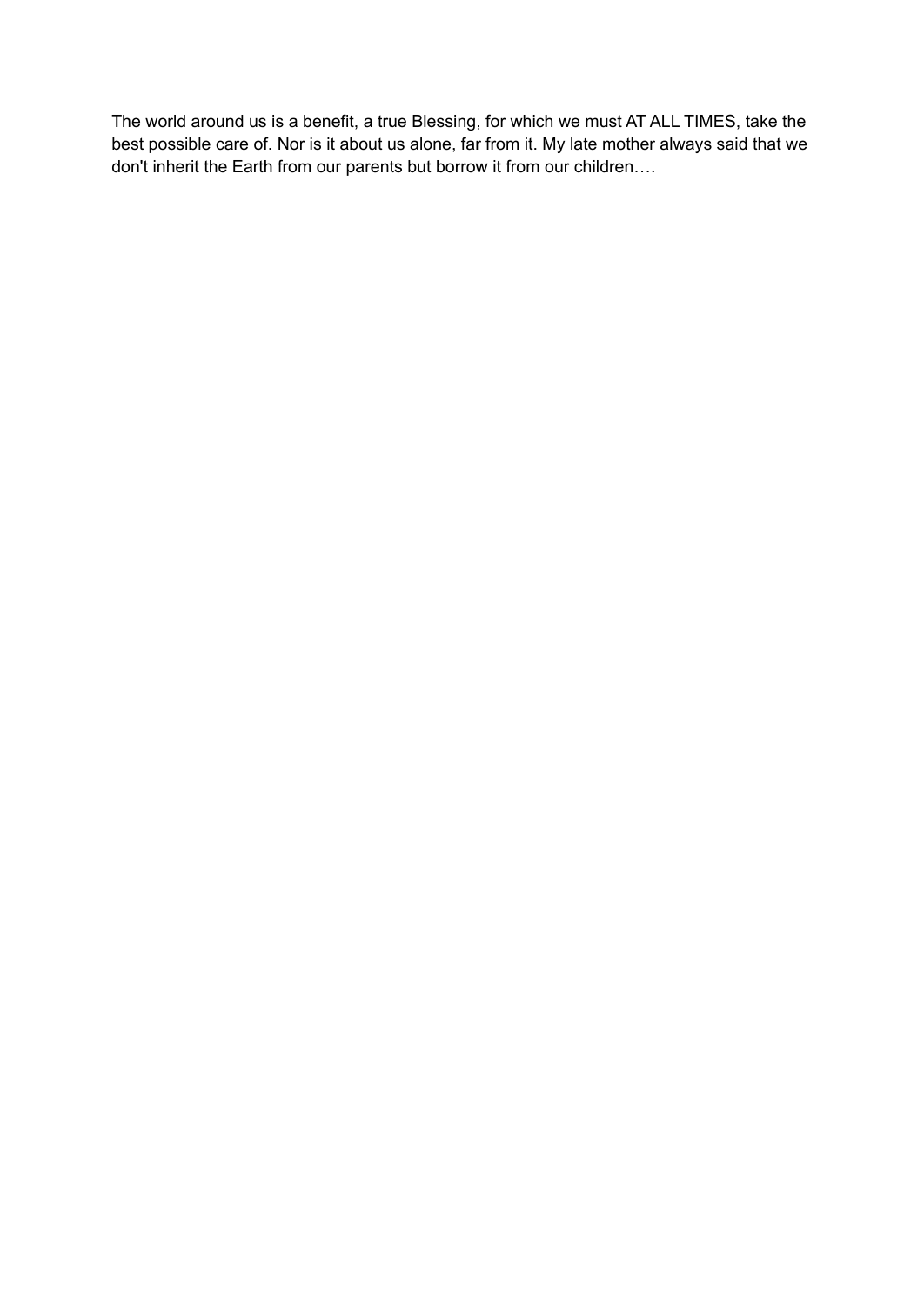The world around us is a benefit, a true Blessing, for which we must AT ALL TIMES, take the best possible care of. Nor is it about us alone, far from it. My late mother always said that we don't inherit the Earth from our parents but borrow it from our children….